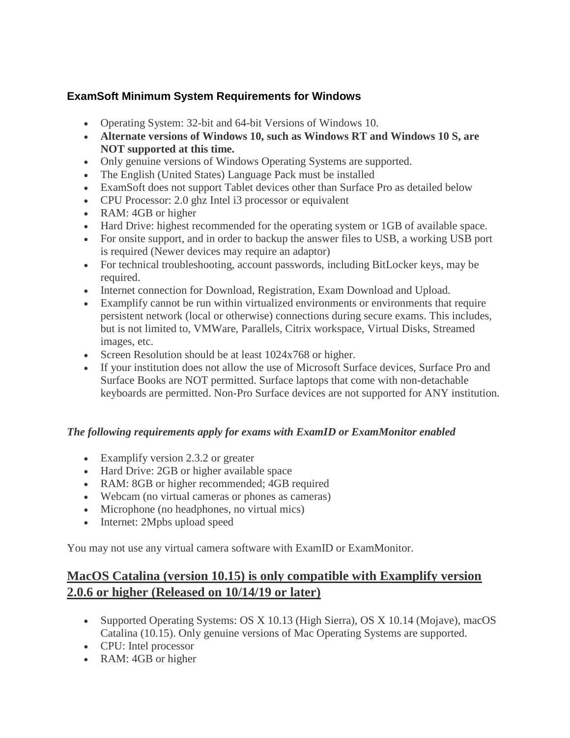### ExamSoft Minimum System Requirements for Windows

- Operating System: 32-bit and 64-bit Versions of Windows 10.
- **Alternate versions of Windows 10, such as Windows RT and Windows 10 S, are NOT supported at this time.**
- Only genuine versions of Windows Operating Systems are supported.
- The English (United States) Language Pack must be installed
- ExamSoft does not support Tablet devices other than Surface Pro as detailed below
- CPU Processor: 2.0 ghz Intel i3 processor or equivalent
- RAM: 4GB or higher
- Hard Drive: highest recommended for the operating system or 1GB of available space.
- For onsite support, and in order to backup the answer files to USB, a working USB port is required (Newer devices may require an adaptor)
- For technical troubleshooting, account passwords, including BitLocker keys, may be required.
- Internet connection for Download, Registration, Exam Download and Upload.
- Examplify cannot be run within virtualized environments or environments that require persistent network (local or otherwise) connections during secure exams. This includes, but is not limited to, VMWare, Parallels, Citrix workspace, Virtual Disks, Streamed images, etc.
- Screen Resolution should be at least 1024x768 or higher.
- If your institution does not allow the use of Microsoft Surface devices, Surface Pro and Surface Books are NOT permitted. Surface laptops that come with non-detachable keyboards are permitted. Non-Pro Surface devices are not supported for ANY institution.

***The following requirements apply for exams with ExamID or ExamMonitor enabled***

- Examplify version 2.3.2 or greater
- Hard Drive: 2GB or higher available space
- RAM: 8GB or higher recommended; 4GB required
- Webcam (no virtual cameras or phones as cameras)
- Microphone (no headphones, no virtual mics)
- Internet: 2Mpbs upload speed

You may not use any virtual camera software with ExamID or ExamMonitor.

## MacOS Catalina (version 10.15) is only compatible with Examplify version 2.0.6 or higher (Released on 10/14/19 or later)

- Supported Operating Systems: OS X 10.13 (High Sierra), OS X 10.14 (Mojave), macOS Catalina (10.15). Only genuine versions of Mac Operating Systems are supported.
- CPU: Intel processor
- RAM: 4GB or higher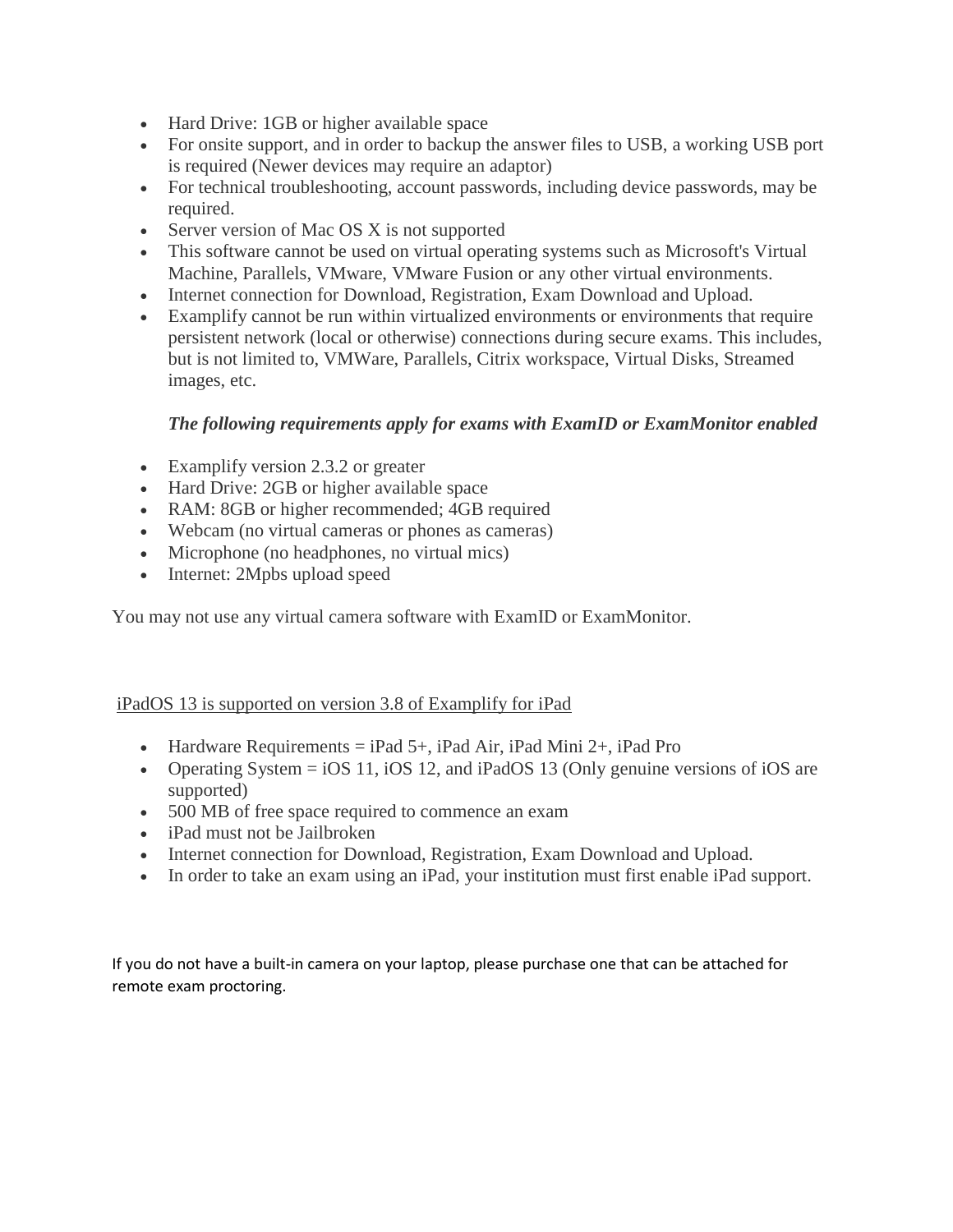- Hard Drive: 1GB or higher available space
- For onsite support, and in order to backup the answer files to USB, a working USB port is required (Newer devices may require an adaptor)
- For technical troubleshooting, account passwords, including device passwords, may be required.
- Server version of Mac OS X is not supported
- This software cannot be used on virtual operating systems such as Microsoft's Virtual Machine, Parallels, VMware, VMware Fusion or any other virtual environments.
- Internet connection for Download, Registration, Exam Download and Upload.
- Examplify cannot be run within virtualized environments or environments that require persistent network (local or otherwise) connections during secure exams. This includes, but is not limited to, VMWare, Parallels, Citrix workspace, Virtual Disks, Streamed images, etc.

***The following requirements apply for exams with ExamID or ExamMonitor enabled***

- Examplify version 2.3.2 or greater
- Hard Drive: 2GB or higher available space
- RAM: 8GB or higher recommended; 4GB required
- Webcam (no virtual cameras or phones as cameras)
- Microphone (no headphones, no virtual mics)
- Internet: 2Mpbs upload speed

You may not use any virtual camera software with ExamID or ExamMonitor.

<u>iPadOS 13 is supported on version 3.8 of Examplify for iPad</u>

- Hardware Requirements = iPad 5+, iPad Air, iPad Mini 2+, iPad Pro
- Operating System = iOS 11, iOS 12, and iPadOS 13 (Only genuine versions of iOS are supported)
- 500 MB of free space required to commence an exam
- iPad must not be Jailbroken
- Internet connection for Download, Registration, Exam Download and Upload.
- In order to take an exam using an iPad, your institution must first enable iPad support.

If you do not have a built-in camera on your laptop, please purchase one that can be attached for remote exam proctoring.